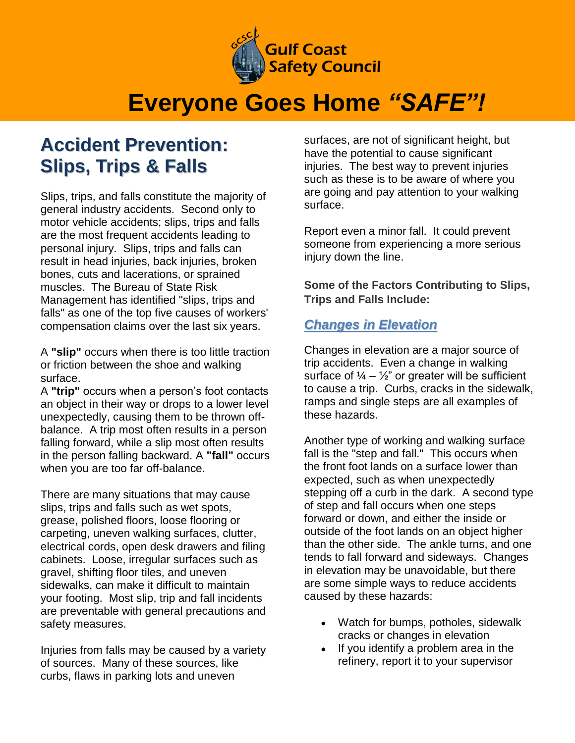Gulf Coast Safety Council

# Everyone Goes Home *"SAFE"!*

## Accident Prevention: Slips, Trips & Falls

Slips, trips, and falls constitute the majority of general industry accidents. Second only to motor vehicle accidents; slips, trips and falls are the most frequent accidents leading to personal injury. Slips, trips and falls can result in head injuries, back injuries, broken bones, cuts and lacerations, or sprained muscles. The Bureau of State Risk Management has identified "slips, trips and falls" as one of the top five causes of workers' compensation claims over the last six years.

A **"slip"** occurs when there is too little traction or friction between the shoe and walking surface.
A **"trip"** occurs when a person's foot contacts an object in their way or drops to a lower level unexpectedly, causing them to be thrown off-balance. A trip most often results in a person falling forward, while a slip most often results in the person falling backward. A **"fall"** occurs when you are too far off-balance.

There are many situations that may cause slips, trips and falls such as wet spots, grease, polished floors, loose flooring or carpeting, uneven walking surfaces, clutter, electrical cords, open desk drawers and filing cabinets. Loose, irregular surfaces such as gravel, shifting floor tiles, and uneven sidewalks, can make it difficult to maintain your footing. Most slip, trip and fall incidents are preventable with general precautions and safety measures.

Injuries from falls may be caused by a variety of sources. Many of these sources, like curbs, flaws in parking lots and uneven surfaces, are not of significant height, but have the potential to cause significant injuries. The best way to prevent injuries such as these is to be aware of where you are going and pay attention to your walking surface.

Report even a minor fall. It could prevent someone from experiencing a more serious injury down the line.

**Some of the Factors Contributing to Slips, Trips and Falls Include:**

### *Changes in Elevation*

Changes in elevation are a major source of trip accidents. Even a change in walking surface of ¼ – ½" or greater will be sufficient to cause a trip. Curbs, cracks in the sidewalk, ramps and single steps are all examples of these hazards.

Another type of working and walking surface fall is the "step and fall." This occurs when the front foot lands on a surface lower than expected, such as when unexpectedly stepping off a curb in the dark. A second type of step and fall occurs when one steps forward or down, and either the inside or outside of the foot lands on an object higher than the other side. The ankle turns, and one tends to fall forward and sideways. Changes in elevation may be unavoidable, but there are some simple ways to reduce accidents caused by these hazards:

- Watch for bumps, potholes, sidewalk cracks or changes in elevation
- If you identify a problem area in the refinery, report it to your supervisor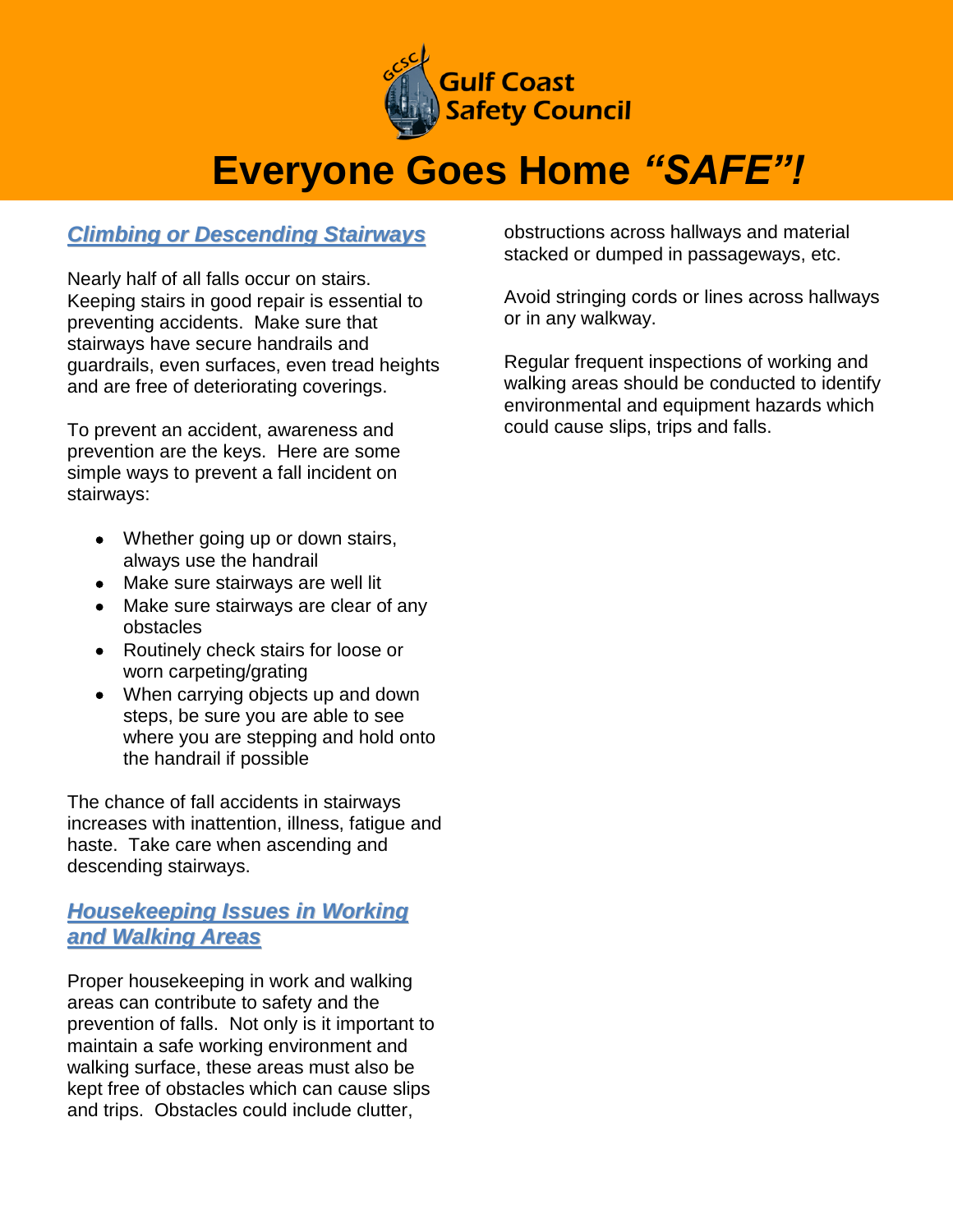Gulf Coast Safety Council

# Everyone Goes Home *"SAFE"!*

## *Climbing or Descending Stairways*

Nearly half of all falls occur on stairs. Keeping stairs in good repair is essential to preventing accidents. Make sure that stairways have secure handrails and guardrails, even surfaces, even tread heights and are free of deteriorating coverings.

To prevent an accident, awareness and prevention are the keys. Here are some simple ways to prevent a fall incident on stairways:

- Whether going up or down stairs, always use the handrail
- Make sure stairways are well lit
- Make sure stairways are clear of any obstacles
- Routinely check stairs for loose or worn carpeting/grating
- When carrying objects up and down steps, be sure you are able to see where you are stepping and hold onto the handrail if possible

The chance of fall accidents in stairways increases with inattention, illness, fatigue and haste. Take care when ascending and descending stairways.

## *Housekeeping Issues in Working and Walking Areas*

Proper housekeeping in work and walking areas can contribute to safety and the prevention of falls. Not only is it important to maintain a safe working environment and walking surface, these areas must also be kept free of obstacles which can cause slips and trips. Obstacles could include clutter, obstructions across hallways and material stacked or dumped in passageways, etc.

Avoid stringing cords or lines across hallways or in any walkway.

Regular frequent inspections of working and walking areas should be conducted to identify environmental and equipment hazards which could cause slips, trips and falls.